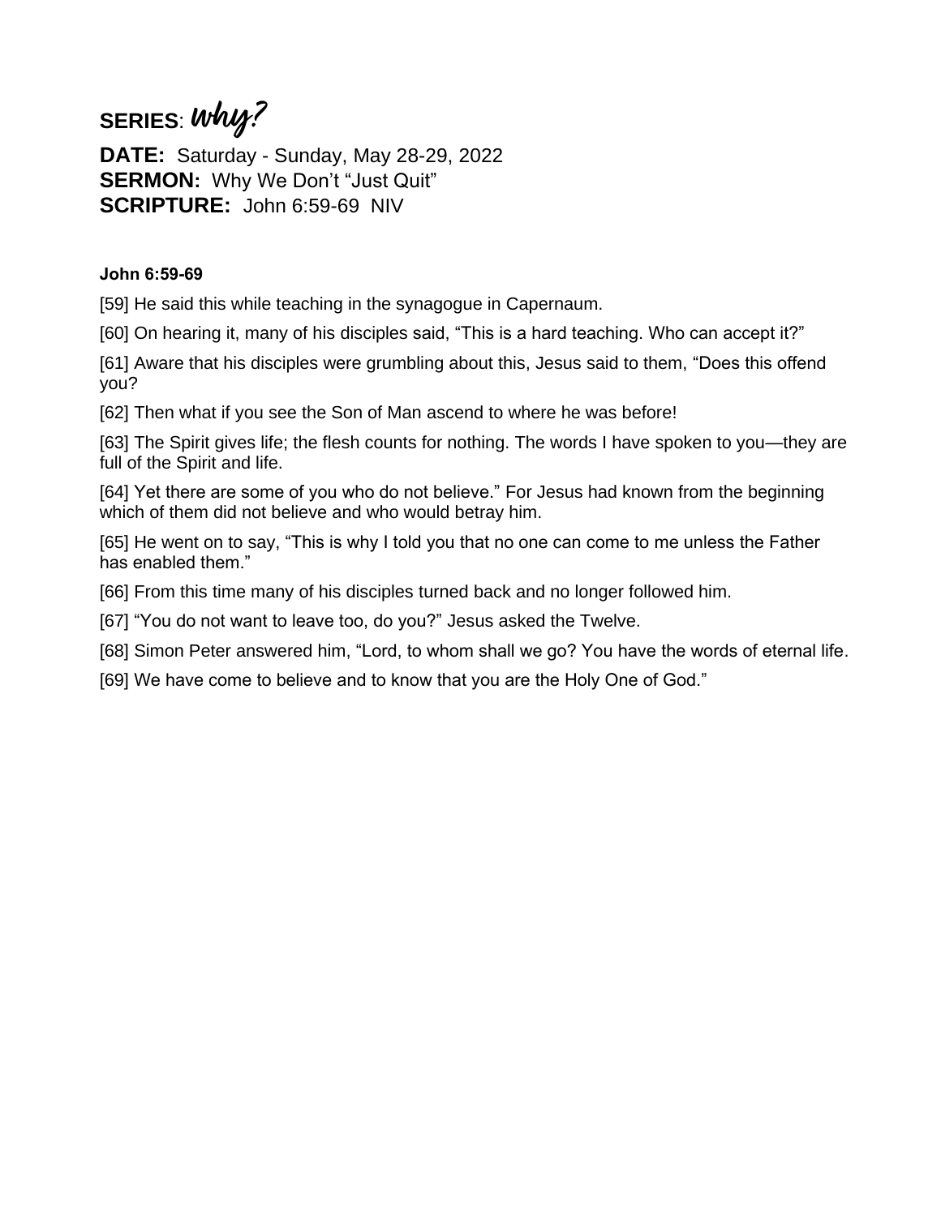**SERIES**: *why?*

**DATE:** Saturday - Sunday, May 28-29, 2022
**SERMON:** Why We Don't "Just Quit"
**SCRIPTURE:** John 6:59-69 NIV

**John 6:59-69**

[59] He said this while teaching in the synagogue in Capernaum.

[60] On hearing it, many of his disciples said, "This is a hard teaching. Who can accept it?"

[61] Aware that his disciples were grumbling about this, Jesus said to them, "Does this offend you?

[62] Then what if you see the Son of Man ascend to where he was before!

[63] The Spirit gives life; the flesh counts for nothing. The words I have spoken to you—they are full of the Spirit and life.

[64] Yet there are some of you who do not believe." For Jesus had known from the beginning which of them did not believe and who would betray him.

[65] He went on to say, "This is why I told you that no one can come to me unless the Father has enabled them."

[66] From this time many of his disciples turned back and no longer followed him.

[67] "You do not want to leave too, do you?" Jesus asked the Twelve.

[68] Simon Peter answered him, "Lord, to whom shall we go? You have the words of eternal life.

[69] We have come to believe and to know that you are the Holy One of God."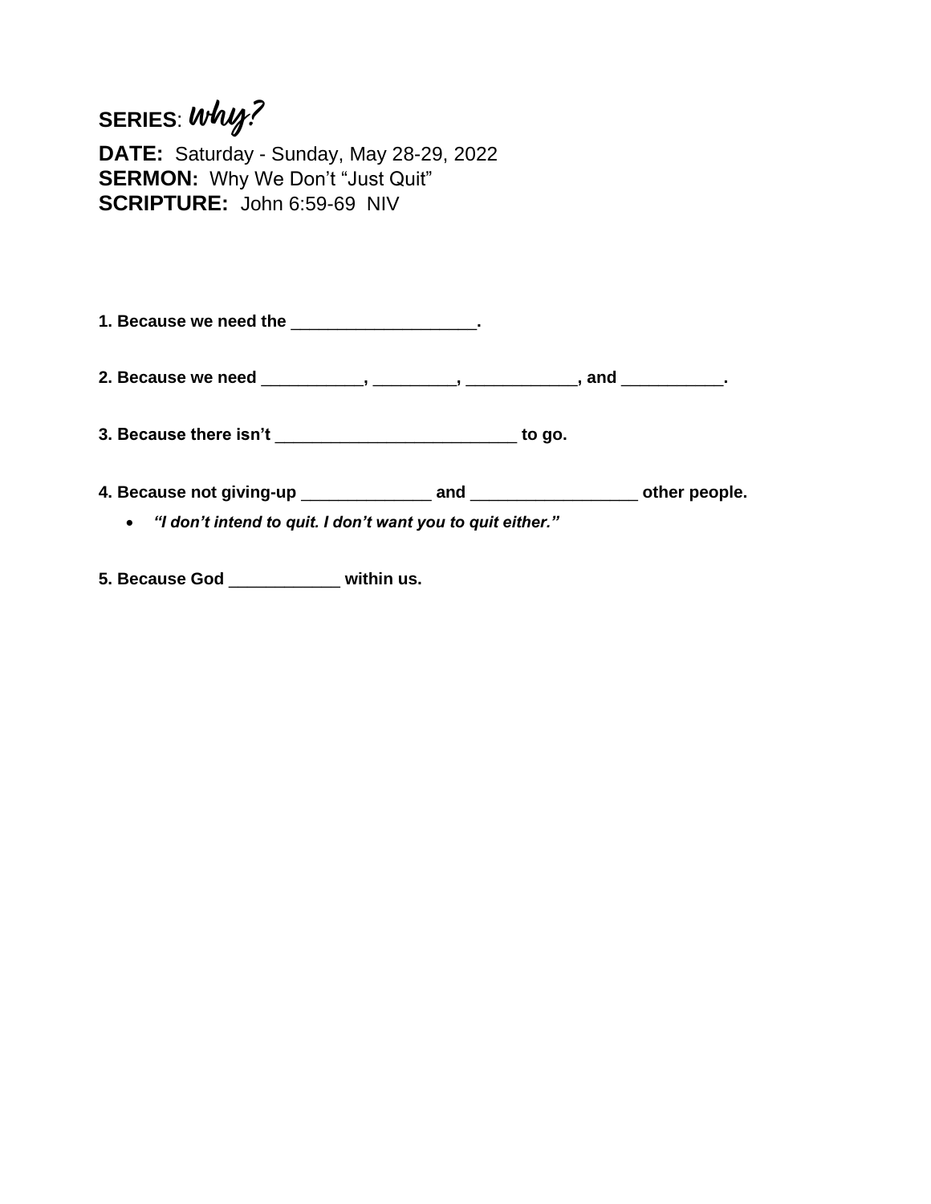**SERIES**: *Why?*

**DATE:** Saturday - Sunday, May 28-29, 2022
**SERMON:** Why We Don't "Just Quit"
**SCRIPTURE:** John 6:59-69 NIV

**1. Because we need the ___________________.**

**2. Because we need ___________, _________, ____________, and ___________.**

**3. Because there isn't __________________________ to go.**

**4. Because not giving-up ______________ and _________________ other people.**

- ***"I don't intend to quit. I don't want you to quit either."***

**5. Because God ___________ within us.**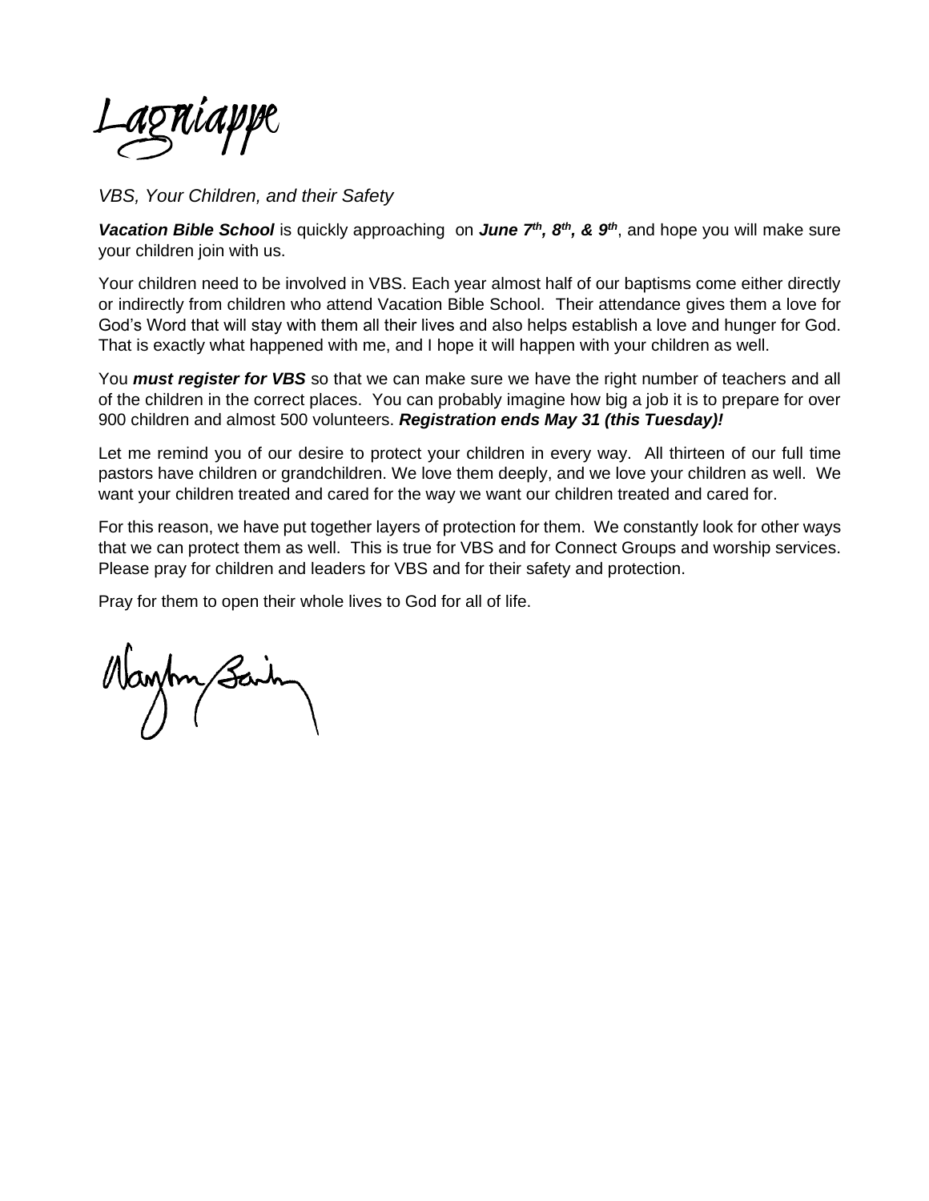# Lagniappe

*VBS, Your Children, and their Safety*

***Vacation Bible School*** is quickly approaching on ***June 7th, 8th, & 9th***, and hope you will make sure your children join with us.

Your children need to be involved in VBS. Each year almost half of our baptisms come either directly or indirectly from children who attend Vacation Bible School. Their attendance gives them a love for God's Word that will stay with them all their lives and also helps establish a love and hunger for God. That is exactly what happened with me, and I hope it will happen with your children as well.

You ***must register for VBS*** so that we can make sure we have the right number of teachers and all of the children in the correct places. You can probably imagine how big a job it is to prepare for over 900 children and almost 500 volunteers. ***Registration ends May 31 (this Tuesday)!***

Let me remind you of our desire to protect your children in every way. All thirteen of our full time pastors have children or grandchildren. We love them deeply, and we love your children as well. We want your children treated and cared for the way we want our children treated and cared for.

For this reason, we have put together layers of protection for them. We constantly look for other ways that we can protect them as well. This is true for VBS and for Connect Groups and worship services. Please pray for children and leaders for VBS and for their safety and protection.

Pray for them to open their whole lives to God for all of life.

Waylon Bailey